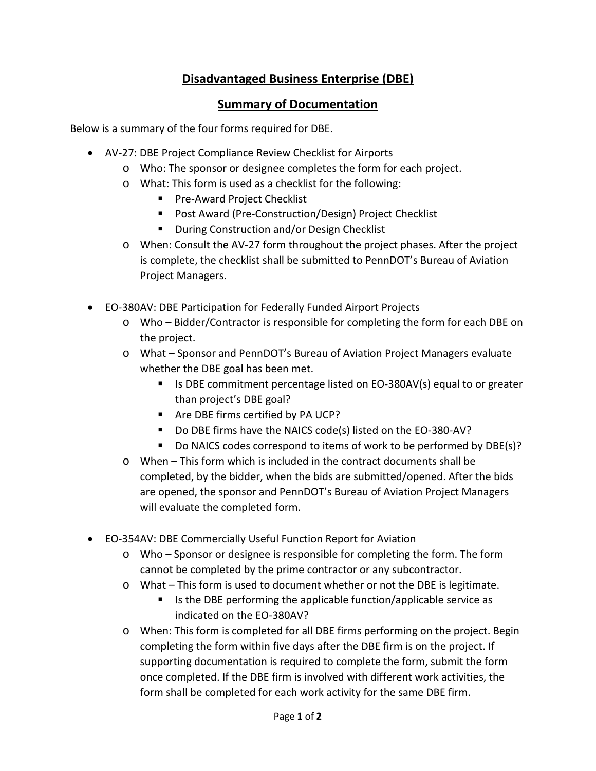# Disadvantaged Business Enterprise (DBE)

## Summary of Documentation

Below is a summary of the four forms required for DBE.

- AV-27: DBE Project Compliance Review Checklist for Airports
  - Who: The sponsor or designee completes the form for each project.
  - What: This form is used as a checklist for the following:
    - Pre-Award Project Checklist
    - Post Award (Pre-Construction/Design) Project Checklist
    - During Construction and/or Design Checklist
  - When: Consult the AV-27 form throughout the project phases. After the project is complete, the checklist shall be submitted to PennDOT's Bureau of Aviation Project Managers.

- EO-380AV: DBE Participation for Federally Funded Airport Projects
  - Who – Bidder/Contractor is responsible for completing the form for each DBE on the project.
  - What – Sponsor and PennDOT's Bureau of Aviation Project Managers evaluate whether the DBE goal has been met.
    - Is DBE commitment percentage listed on EO-380AV(s) equal to or greater than project's DBE goal?
    - Are DBE firms certified by PA UCP?
    - Do DBE firms have the NAICS code(s) listed on the EO-380-AV?
    - Do NAICS codes correspond to items of work to be performed by DBE(s)?
  - When – This form which is included in the contract documents shall be completed, by the bidder, when the bids are submitted/opened. After the bids are opened, the sponsor and PennDOT's Bureau of Aviation Project Managers will evaluate the completed form.

- EO-354AV: DBE Commercially Useful Function Report for Aviation
  - Who – Sponsor or designee is responsible for completing the form. The form cannot be completed by the prime contractor or any subcontractor.
  - What – This form is used to document whether or not the DBE is legitimate.
    - Is the DBE performing the applicable function/applicable service as indicated on the EO-380AV?
  - When: This form is completed for all DBE firms performing on the project. Begin completing the form within five days after the DBE firm is on the project. If supporting documentation is required to complete the form, submit the form once completed. If the DBE firm is involved with different work activities, the form shall be completed for each work activity for the same DBE firm.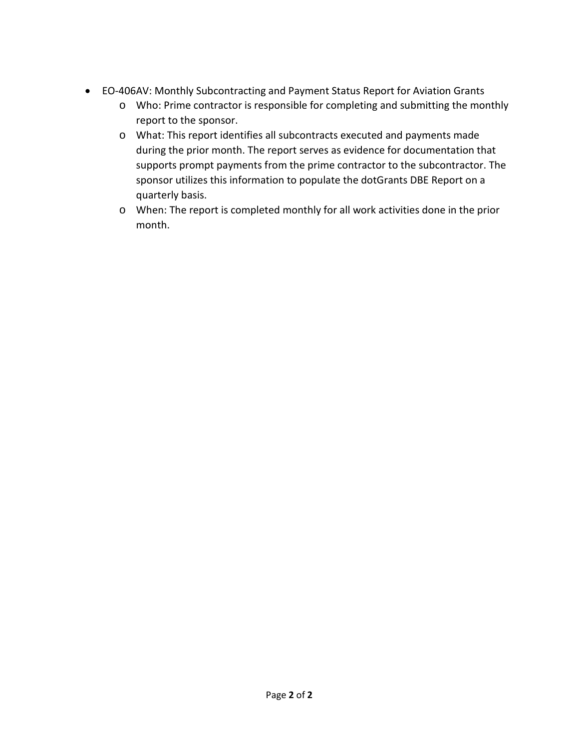- EO-406AV: Monthly Subcontracting and Payment Status Report for Aviation Grants
  - Who: Prime contractor is responsible for completing and submitting the monthly report to the sponsor.
  - What: This report identifies all subcontracts executed and payments made during the prior month. The report serves as evidence for documentation that supports prompt payments from the prime contractor to the subcontractor. The sponsor utilizes this information to populate the dotGrants DBE Report on a quarterly basis.
  - When: The report is completed monthly for all work activities done in the prior month.